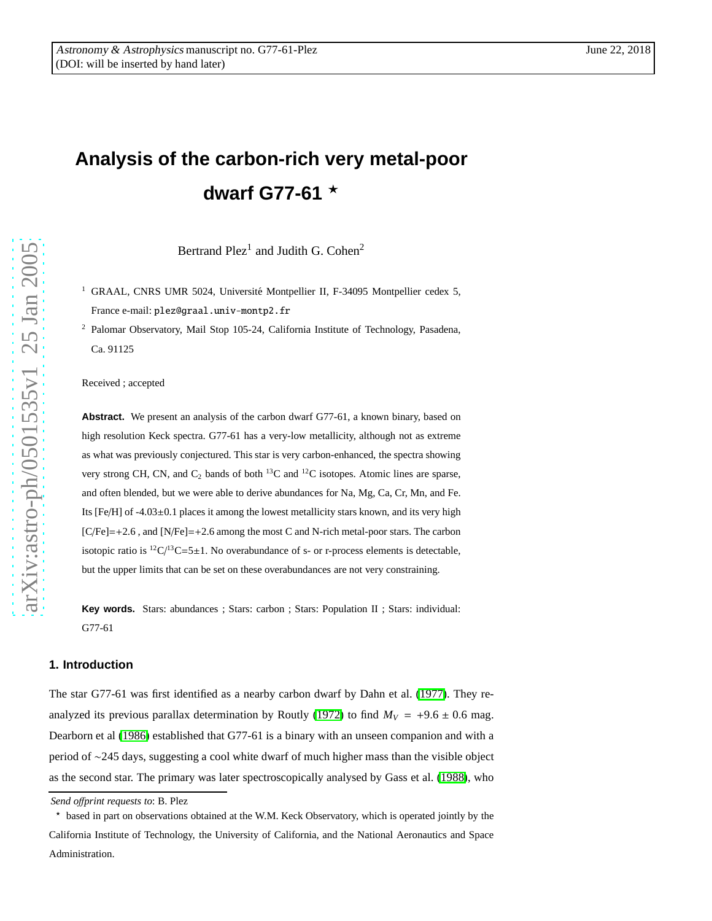# Analysis of the carbon-rich very metal-poor dwarf G77-61 *

Bertrand Plez[1] and Judith G. Cohen[2]

[1] GRAAL, CNRS UMR 5024, Université Montpellier II, F-34095 Montpellier cedex 5, France e-mail: plez@graal.univ-montp2.fr

[2] Palomar Observatory, Mail Stop 105-24, California Institute of Technology, Pasadena, Ca. 91125

Received ; accepted

**Abstract.** We present an analysis of the carbon dwarf G77-61, a known binary, based on high resolution Keck spectra. G77-61 has a very-low metallicity, although not as extreme as what was previously conjectured. This star is very carbon-enhanced, the spectra showing very strong CH, CN, and $C_2$ bands of both $^{13}C$ and $^{12}C$ isotopes. Atomic lines are sparse, and often blended, but we were able to derive abundances for Na, Mg, Ca, Cr, Mn, and Fe. Its [Fe/H] of -4.03±0.1 places it among the lowest metallicity stars known, and its very high [C/Fe]=+2.6 , and [N/Fe]=+2.6 among the most C and N-rich metal-poor stars. The carbon isotopic ratio is $^{12}C/^{13}C=5\pm1$. No overabundance of s- or r-process elements is detectable, but the upper limits that can be set on these overabundances are not very constraining.

**Key words.** Stars: abundances ; Stars: carbon ; Stars: Population II ; Stars: individual: G77-61

## 1. Introduction

The star G77-61 was first identified as a nearby carbon dwarf by Dahn et al. (1977). They re-analyzed its previous parallax determination by Routly (1972) to find $M_V = +9.6 \pm 0.6$ mag. Dearborn et al (1986) established that G77-61 is a binary with an unseen companion and with a period of ~245 days, suggesting a cool white dwarf of much higher mass than the visible object as the second star. The primary was later spectroscopically analysed by Gass et al. (1988), who

---

*Send offprint requests to*: B. Plez

* based in part on observations obtained at the W.M. Keck Observatory, which is operated jointly by the California Institute of Technology, the University of California, and the National Aeronautics and Space Administration.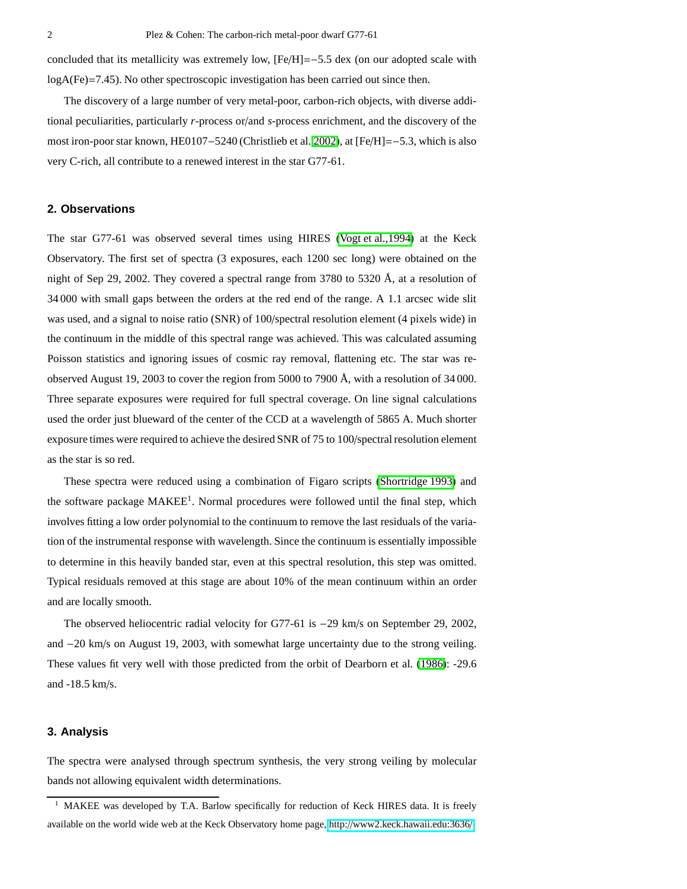concluded that its metallicity was extremely low, [Fe/H]=−5.5 dex (on our adopted scale with logA(Fe)=7.45). No other spectroscopic investigation has been carried out since then.

The discovery of a large number of very metal-poor, carbon-rich objects, with diverse additional peculiarities, particularly *r*-process or/and *s*-process enrichment, and the discovery of the most iron-poor star known, HE0107−5240 (Christlieb et al. 2002), at [Fe/H]=−5.3, which is also very C-rich, all contribute to a renewed interest in the star G77-61.

## 2. Observations

The star G77-61 was observed several times using HIRES (Vogt et al.,1994) at the Keck Observatory. The first set of spectra (3 exposures, each 1200 sec long) were obtained on the night of Sep 29, 2002. They covered a spectral range from 3780 to 5320 Å, at a resolution of 34 000 with small gaps between the orders at the red end of the range. A 1.1 arcsec wide slit was used, and a signal to noise ratio (SNR) of 100/spectral resolution element (4 pixels wide) in the continuum in the middle of this spectral range was achieved. This was calculated assuming Poisson statistics and ignoring issues of cosmic ray removal, flattening etc. The star was re-observed August 19, 2003 to cover the region from 5000 to 7900 Å, with a resolution of 34 000. Three separate exposures were required for full spectral coverage. On line signal calculations used the order just blueward of the center of the CCD at a wavelength of 5865 A. Much shorter exposure times were required to achieve the desired SNR of 75 to 100/spectral resolution element as the star is so red.

These spectra were reduced using a combination of Figaro scripts (Shortridge 1993) and the software package MAKEE[1]. Normal procedures were followed until the final step, which involves fitting a low order polynomial to the continuum to remove the last residuals of the variation of the instrumental response with wavelength. Since the continuum is essentially impossible to determine in this heavily banded star, even at this spectral resolution, this step was omitted. Typical residuals removed at this stage are about 10% of the mean continuum within an order and are locally smooth.

The observed heliocentric radial velocity for G77-61 is −29 km/s on September 29, 2002, and −20 km/s on August 19, 2003, with somewhat large uncertainty due to the strong veiling. These values fit very well with those predicted from the orbit of Dearborn et al. (1986): -29.6 and -18.5 km/s.

## 3. Analysis

The spectra were analysed through spectrum synthesis, the very strong veiling by molecular bands not allowing equivalent width determinations.

---

[1] MAKEE was developed by T.A. Barlow specifically for reduction of Keck HIRES data. It is freely available on the world wide web at the Keck Observatory home page, http://www2.keck.hawaii.edu:3636/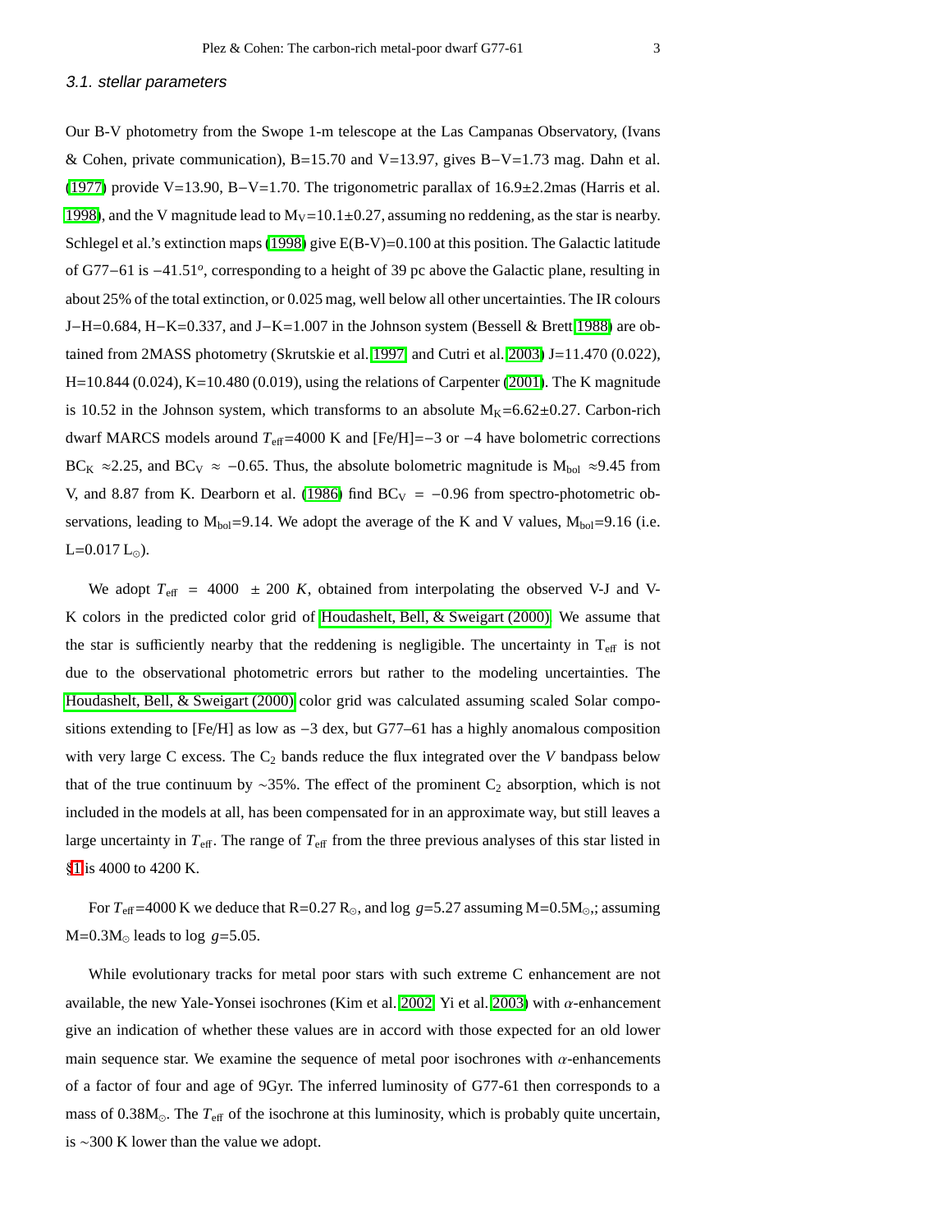### 3.1. stellar parameters

Our B-V photometry from the Swope 1-m telescope at the Las Campanas Observatory, (Ivans & Cohen, private communication), B=15.70 and V=13.97, gives B−V=1.73 mag. Dahn et al. (1977) provide V=13.90, B−V=1.70. The trigonometric parallax of 16.9±2.2mas (Harris et al. 1998), and the V magnitude lead to $M_V$=10.1±0.27, assuming no reddening, as the star is nearby. Schlegel et al.'s extinction maps (1998) give E(B-V)=0.100 at this position. The Galactic latitude of G77−61 is $-41.51^o$, corresponding to a height of 39 pc above the Galactic plane, resulting in about 25% of the total extinction, or 0.025 mag, well below all other uncertainties. The IR colours J−H=0.684, H−K=0.337, and J−K=1.007 in the Johnson system (Bessell & Brett 1988) are obtained from 2MASS photometry (Skrutskie et al. 1997 and Cutri et al. 2003) J=11.470 (0.022), H=10.844 (0.024), K=10.480 (0.019), using the relations of Carpenter (2001). The K magnitude is 10.52 in the Johnson system, which transforms to an absolute $M_K$=6.62±0.27. Carbon-rich dwarf MARCS models around $T_{\rm eff}$=4000 K and [Fe/H]=−3 or −4 have bolometric corrections $BC_K \approx 2.25$, and $BC_V \approx -0.65$. Thus, the absolute bolometric magnitude is $M_{\rm bol} \approx 9.45$ from V, and 8.87 from K. Dearborn et al. (1986) find $BC_V = -0.96$ from spectro-photometric observations, leading to $M_{\rm bol}$=9.14. We adopt the average of the K and V values, $M_{\rm bol}$=9.16 (i.e. L=0.017 $L_\odot$).

We adopt $T_{\rm eff} = 4000 \pm 200$ *K*, obtained from interpolating the observed V-J and V-K colors in the predicted color grid of Houdashelt, Bell, & Sweigart (2000). We assume that the star is sufficiently nearby that the reddening is negligible. The uncertainty in $T_{\rm eff}$ is not due to the observational photometric errors but rather to the modeling uncertainties. The Houdashelt, Bell, & Sweigart (2000) color grid was calculated assuming scaled Solar compositions extending to [Fe/H] as low as −3 dex, but G77–61 has a highly anomalous composition with very large C excess. The $C_2$ bands reduce the flux integrated over the *V* bandpass below that of the true continuum by ∼35%. The effect of the prominent $C_2$ absorption, which is not included in the models at all, has been compensated for in an approximate way, but still leaves a large uncertainty in $T_{\rm eff}$. The range of $T_{\rm eff}$ from the three previous analyses of this star listed in §1 is 4000 to 4200 K.

For $T_{\rm eff}$=4000 K we deduce that R=0.27 $R_\odot$, and log $g$=5.27 assuming M=0.5$M_\odot$,; assuming M=0.3$M_\odot$ leads to log $g$=5.05.

While evolutionary tracks for metal poor stars with such extreme C enhancement are not available, the new Yale-Yonsei isochrones (Kim et al. 2002, Yi et al. 2003) with $\alpha$-enhancement give an indication of whether these values are in accord with those expected for an old lower main sequence star. We examine the sequence of metal poor isochrones with $\alpha$-enhancements of a factor of four and age of 9Gyr. The inferred luminosity of G77-61 then corresponds to a mass of 0.38$M_\odot$. The $T_{\rm eff}$ of the isochrone at this luminosity, which is probably quite uncertain, is ∼300 K lower than the value we adopt.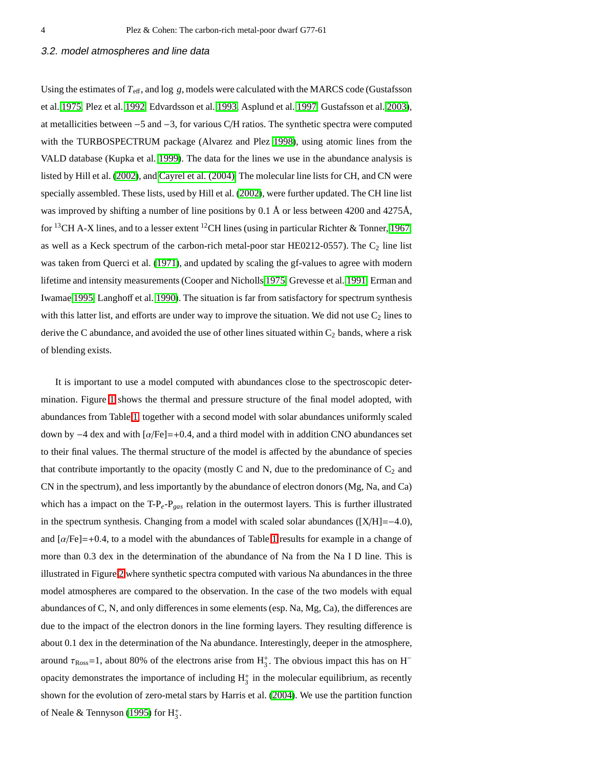### 3.2. model atmospheres and line data

Using the estimates of $T_{\rm eff}$, and $\log\ g$, models were calculated with the MARCS code (Gustafsson et al. 1975, Plez et al. 1992, Edvardsson et al. 1993, Asplund et al. 1997, Gustafsson et al. 2003), at metallicities between $-5$ and $-3$, for various C/H ratios. The synthetic spectra were computed with the TURBOSPECTRUM package (Alvarez and Plez 1998), using atomic lines from the VALD database (Kupka et al. 1999). The data for the lines we use in the abundance analysis is listed by Hill et al. (2002), and Cayrel et al. (2004). The molecular line lists for CH, and CN were specially assembled. These lists, used by Hill et al. (2002), were further updated. The CH line list was improved by shifting a number of line positions by 0.1 Å or less between 4200 and 4275Å, for $^{13}$CH A-X lines, and to a lesser extent $^{12}$CH lines (using in particular Richter & Tonner, 1967, as well as a Keck spectrum of the carbon-rich metal-poor star HE0212-0557). The $C_2$ line list was taken from Querci et al. (1971), and updated by scaling the gf-values to agree with modern lifetime and intensity measurements (Cooper and Nicholls 1975, Grevesse et al. 1991, Erman and Iwamae 1995, Langhoff et al. 1990). The situation is far from satisfactory for spectrum synthesis with this latter list, and efforts are under way to improve the situation. We did not use $C_2$ lines to derive the C abundance, and avoided the use of other lines situated within $C_2$ bands, where a risk of blending exists.

It is important to use a model computed with abundances close to the spectroscopic determination. Figure 1 shows the thermal and pressure structure of the final model adopted, with abundances from Table 1, together with a second model with solar abundances uniformly scaled down by $-4$ dex and with [$\alpha$/Fe]=+0.4, and a third model with in addition CNO abundances set to their final values. The thermal structure of the model is affected by the abundance of species that contribute importantly to the opacity (mostly C and N, due to the predominance of $C_2$ and CN in the spectrum), and less importantly by the abundance of electron donors (Mg, Na, and Ca) which has a impact on the T-$P_e$-$P_{gas}$ relation in the outermost layers. This is further illustrated in the spectrum synthesis. Changing from a model with scaled solar abundances ([X/H]=$-4.0$), and [$\alpha$/Fe]=+0.4, to a model with the abundances of Table 1 results for example in a change of more than 0.3 dex in the determination of the abundance of Na from the Na I D line. This is illustrated in Figure 2 where synthetic spectra computed with various Na abundances in the three model atmospheres are compared to the observation. In the case of the two models with equal abundances of C, N, and only differences in some elements (esp. Na, Mg, Ca), the differences are due to the impact of the electron donors in the line forming layers. They resulting difference is about 0.1 dex in the determination of the Na abundance. Interestingly, deeper in the atmosphere, around $\tau_{\rm Ross}$=1, about 80% of the electrons arise from $H_3^+$. The obvious impact this has on $H^-$ opacity demonstrates the importance of including $H_3^+$ in the molecular equilibrium, as recently shown for the evolution of zero-metal stars by Harris et al. (2004). We use the partition function of Neale & Tennyson (1995) for $H_3^+$.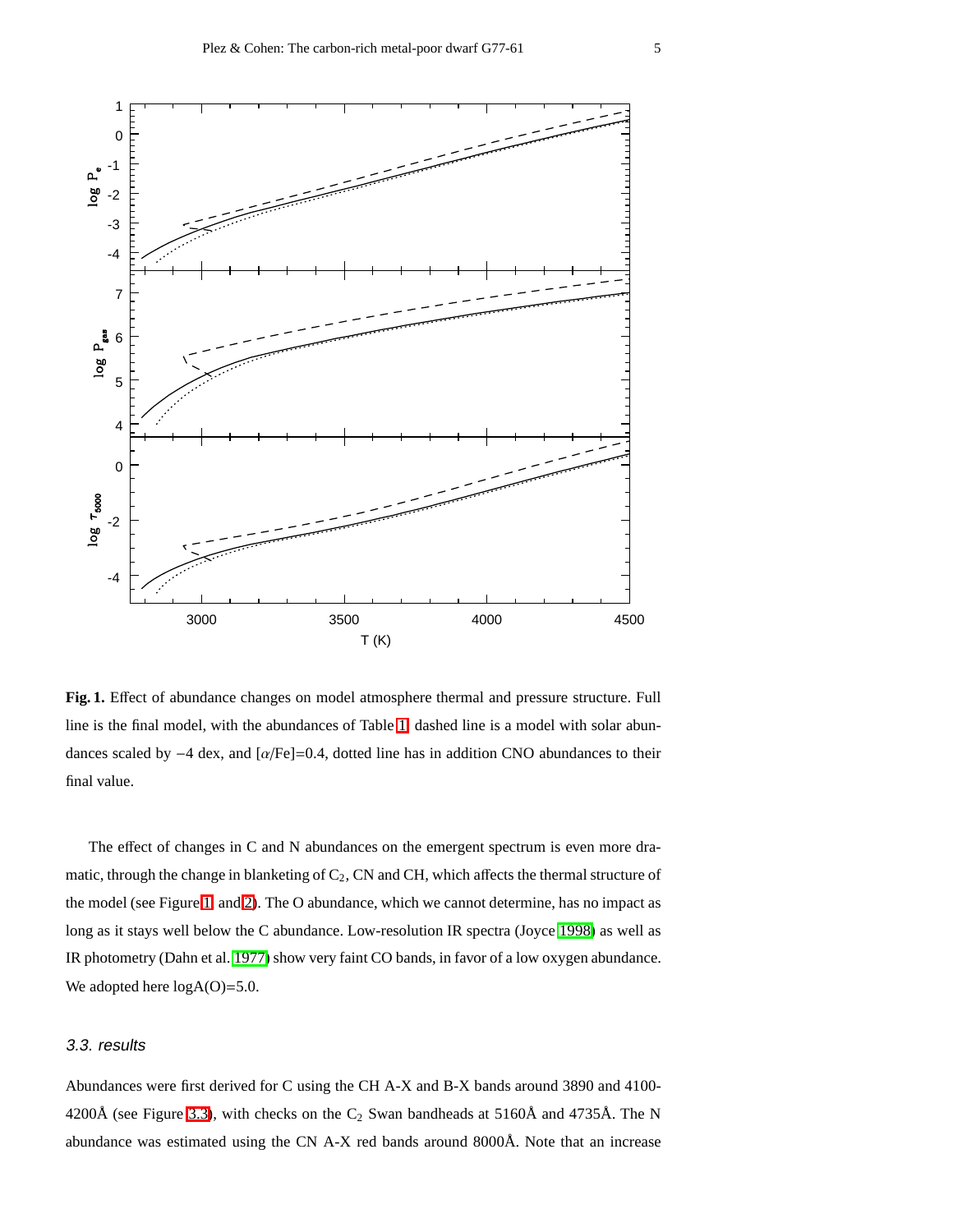**Fig. 1.** Effect of abundance changes on model atmosphere thermal and pressure structure. Full line is the final model, with the abundances of Table 1, dashed line is a model with solar abundances scaled by $-4$ dex, and $[\alpha/\mathrm{Fe}]=0.4$, dotted line has in addition CNO abundances to their final value.

The effect of changes in C and N abundances on the emergent spectrum is even more dramatic, through the change in blanketing of $C_2$, CN and CH, which affects the thermal structure of the model (see Figure 1 and 2). The O abundance, which we cannot determine, has no impact as long as it stays well below the C abundance. Low-resolution IR spectra (Joyce 1998) as well as IR photometry (Dahn et al. 1977) show very faint CO bands, in favor of a low oxygen abundance. We adopted here logA(O)=5.0.

### *3.3. results*

Abundances were first derived for C using the CH A-X and B-X bands around 3890 and 4100-4200Å (see Figure 3.3), with checks on the $C_2$ Swan bandheads at 5160Å and 4735Å. The N abundance was estimated using the CN A-X red bands around 8000Å. Note that an increase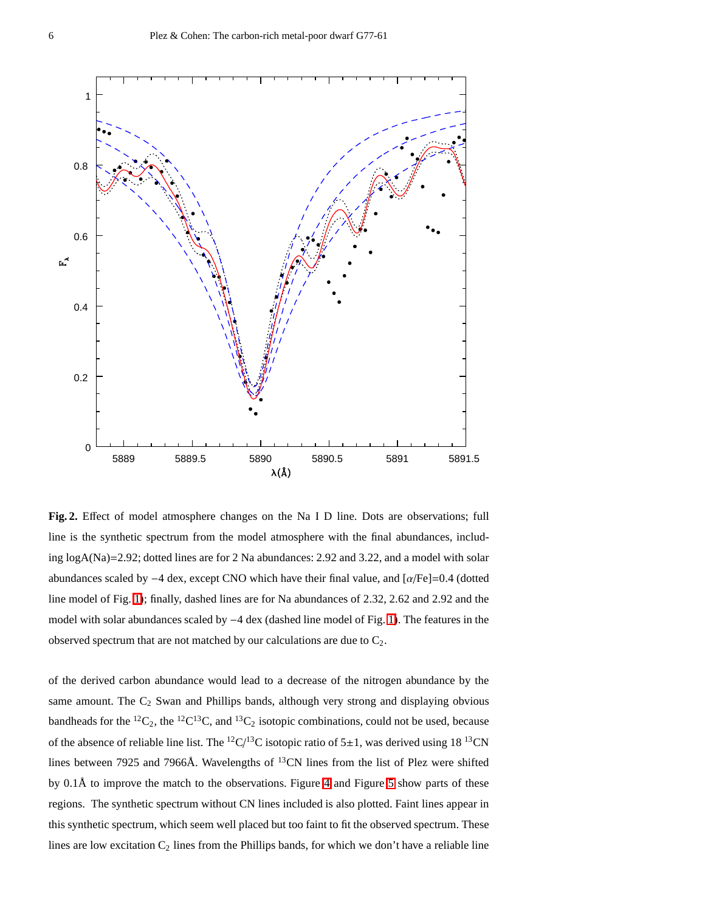**Fig. 2.** Effect of model atmosphere changes on the Na I D line. Dots are observations; full line is the synthetic spectrum from the model atmosphere with the final abundances, including logA(Na)=2.92; dotted lines are for 2 Na abundances: 2.92 and 3.22, and a model with solar abundances scaled by −4 dex, except CNO which have their final value, and [$\alpha$/Fe]=0.4 (dotted line model of Fig. 1); finally, dashed lines are for Na abundances of 2.32, 2.62 and 2.92 and the model with solar abundances scaled by −4 dex (dashed line model of Fig. 1). The features in the observed spectrum that are not matched by our calculations are due to $C_2$.

of the derived carbon abundance would lead to a decrease of the nitrogen abundance by the same amount. The $C_2$ Swan and Phillips bands, although very strong and displaying obvious bandheads for the $^{12}C_2$, the $^{12}C^{13}C$, and $^{13}C_2$ isotopic combinations, could not be used, because of the absence of reliable line list. The $^{12}C/^{13}C$ isotopic ratio of 5±1, was derived using 18 $^{13}CN$ lines between 7925 and 7966Å. Wavelengths of $^{13}CN$ lines from the list of Plez were shifted by 0.1Å to improve the match to the observations. Figure 4 and Figure 5 show parts of these regions. The synthetic spectrum without CN lines included is also plotted. Faint lines appear in this synthetic spectrum, which seem well placed but too faint to fit the observed spectrum. These lines are low excitation $C_2$ lines from the Phillips bands, for which we don't have a reliable line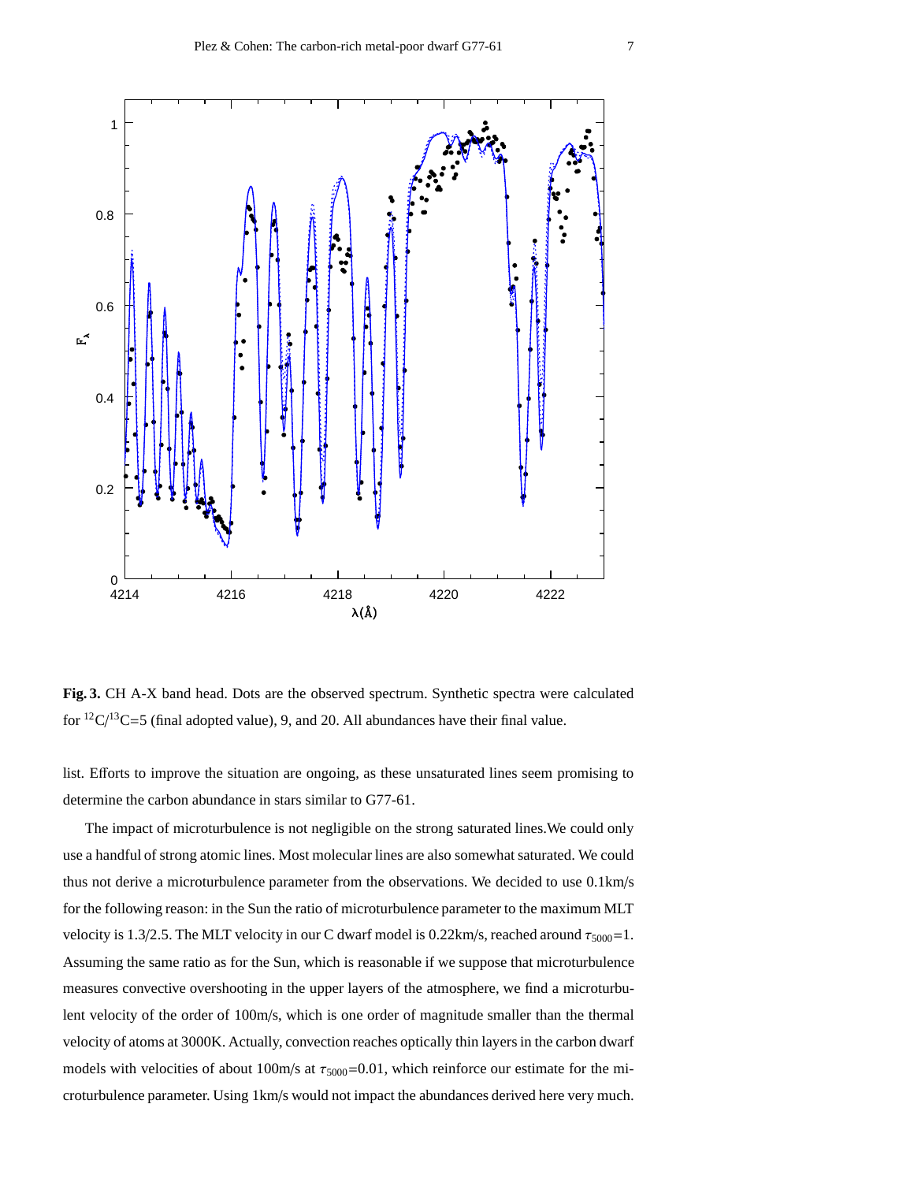**Fig. 3.** CH A-X band head. Dots are the observed spectrum. Synthetic spectra were calculated for $^{12}C/^{13}C$=5 (final adopted value), 9, and 20. All abundances have their final value.

list. Efforts to improve the situation are ongoing, as these unsaturated lines seem promising to determine the carbon abundance in stars similar to G77-61.

The impact of microturbulence is not negligible on the strong saturated lines.We could only use a handful of strong atomic lines. Most molecular lines are also somewhat saturated. We could thus not derive a microturbulence parameter from the observations. We decided to use 0.1km/s for the following reason: in the Sun the ratio of microturbulence parameter to the maximum MLT velocity is 1.3/2.5. The MLT velocity in our C dwarf model is 0.22km/s, reached around $\tau_{5000}$=1. Assuming the same ratio as for the Sun, which is reasonable if we suppose that microturbulence measures convective overshooting in the upper layers of the atmosphere, we find a microturbulent velocity of the order of 100m/s, which is one order of magnitude smaller than the thermal velocity of atoms at 3000K. Actually, convection reaches optically thin layers in the carbon dwarf models with velocities of about 100m/s at $\tau_{5000}$=0.01, which reinforce our estimate for the microturbulence parameter. Using 1km/s would not impact the abundances derived here very much.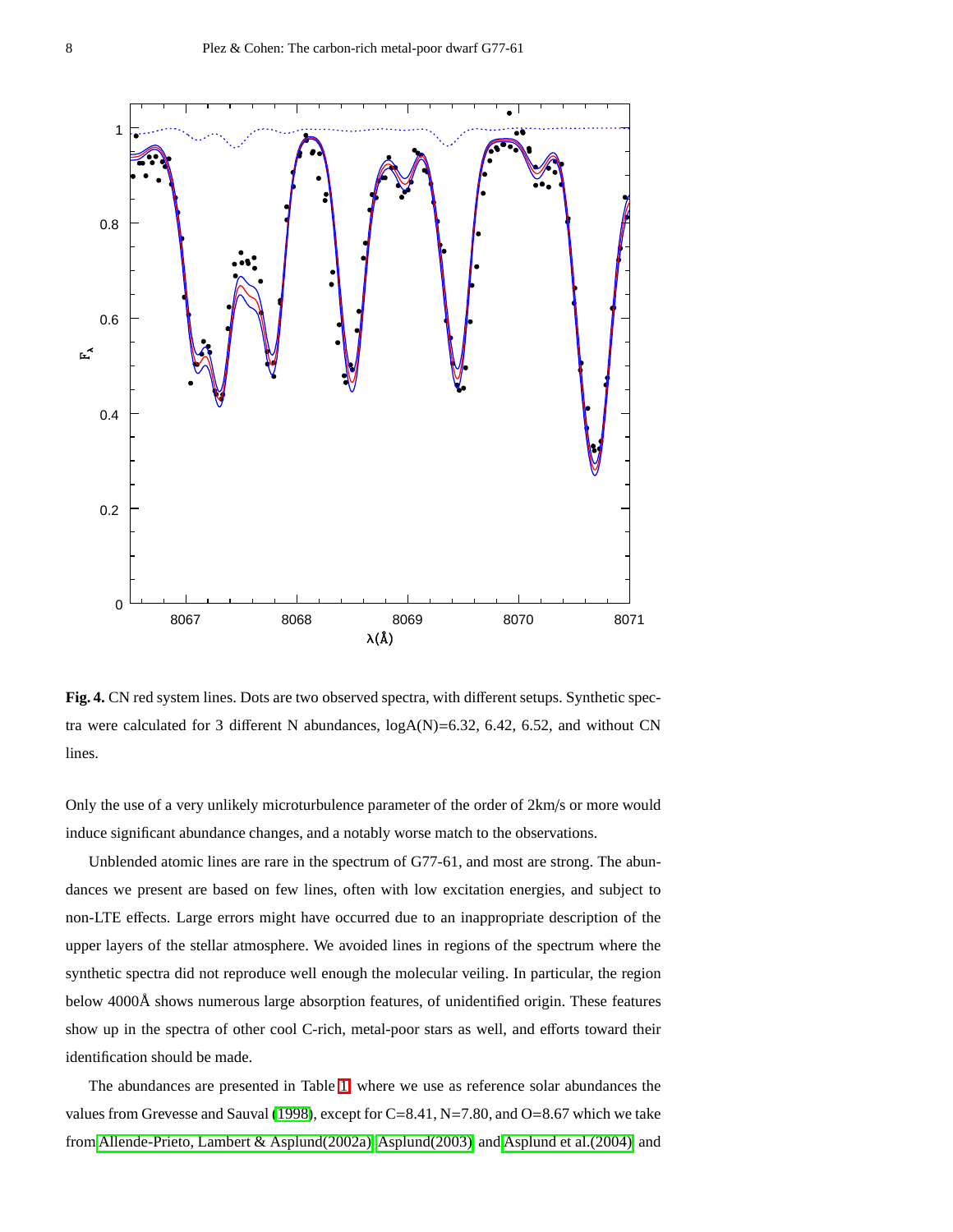**Fig. 4.** CN red system lines. Dots are two observed spectra, with different setups. Synthetic spectra were calculated for 3 different N abundances, log$A$(N)=6.32, 6.42, 6.52, and without CN lines.

Only the use of a very unlikely microturbulence parameter of the order of 2km/s or more would induce significant abundance changes, and a notably worse match to the observations.

Unblended atomic lines are rare in the spectrum of G77-61, and most are strong. The abundances we present are based on few lines, often with low excitation energies, and subject to non-LTE effects. Large errors might have occurred due to an inappropriate description of the upper layers of the stellar atmosphere. We avoided lines in regions of the spectrum where the synthetic spectra did not reproduce well enough the molecular veiling. In particular, the region below 4000Å shows numerous large absorption features, of unidentified origin. These features show up in the spectra of other cool C-rich, metal-poor stars as well, and efforts toward their identification should be made.

The abundances are presented in Table 1 where we use as reference solar abundances the values from Grevesse and Sauval (1998), except for C=8.41, N=7.80, and O=8.67 which we take from Allende-Prieto, Lambert & Asplund(2002a), Asplund(2003), and Asplund et al.(2004), and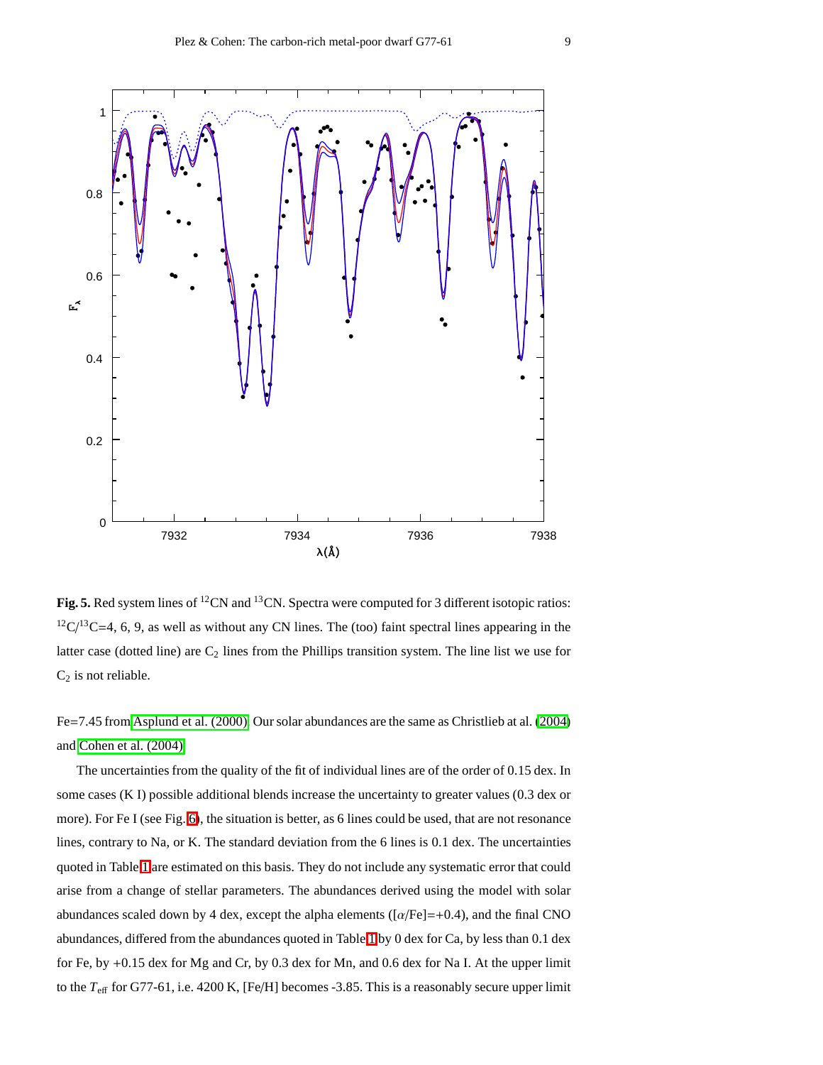**Fig. 5.** Red system lines of $^{12}$CN and $^{13}$CN. Spectra were computed for 3 different isotopic ratios: $^{12}C/^{13}C$=4, 6, 9, as well as without any CN lines. The (too) faint spectral lines appearing in the latter case (dotted line) are $C_2$ lines from the Phillips transition system. The line list we use for $C_2$ is not reliable.

Fe=7.45 from Asplund et al. (2000). Our solar abundances are the same as Christlieb at al. (2004) and Cohen et al. (2004).

The uncertainties from the quality of the fit of individual lines are of the order of 0.15 dex. In some cases (K I) possible additional blends increase the uncertainty to greater values (0.3 dex or more). For Fe I (see Fig. 6), the situation is better, as 6 lines could be used, that are not resonance lines, contrary to Na, or K. The standard deviation from the 6 lines is 0.1 dex. The uncertainties quoted in Table 1 are estimated on this basis. They do not include any systematic error that could arise from a change of stellar parameters. The abundances derived using the model with solar abundances scaled down by 4 dex, except the alpha elements ([$\alpha$/Fe]=+0.4), and the final CNO abundances, differed from the abundances quoted in Table 1 by 0 dex for Ca, by less than 0.1 dex for Fe, by +0.15 dex for Mg and Cr, by 0.3 dex for Mn, and 0.6 dex for Na I. At the upper limit to the $T_{\rm eff}$ for G77-61, i.e. 4200 K, [Fe/H] becomes -3.85. This is a reasonably secure upper limit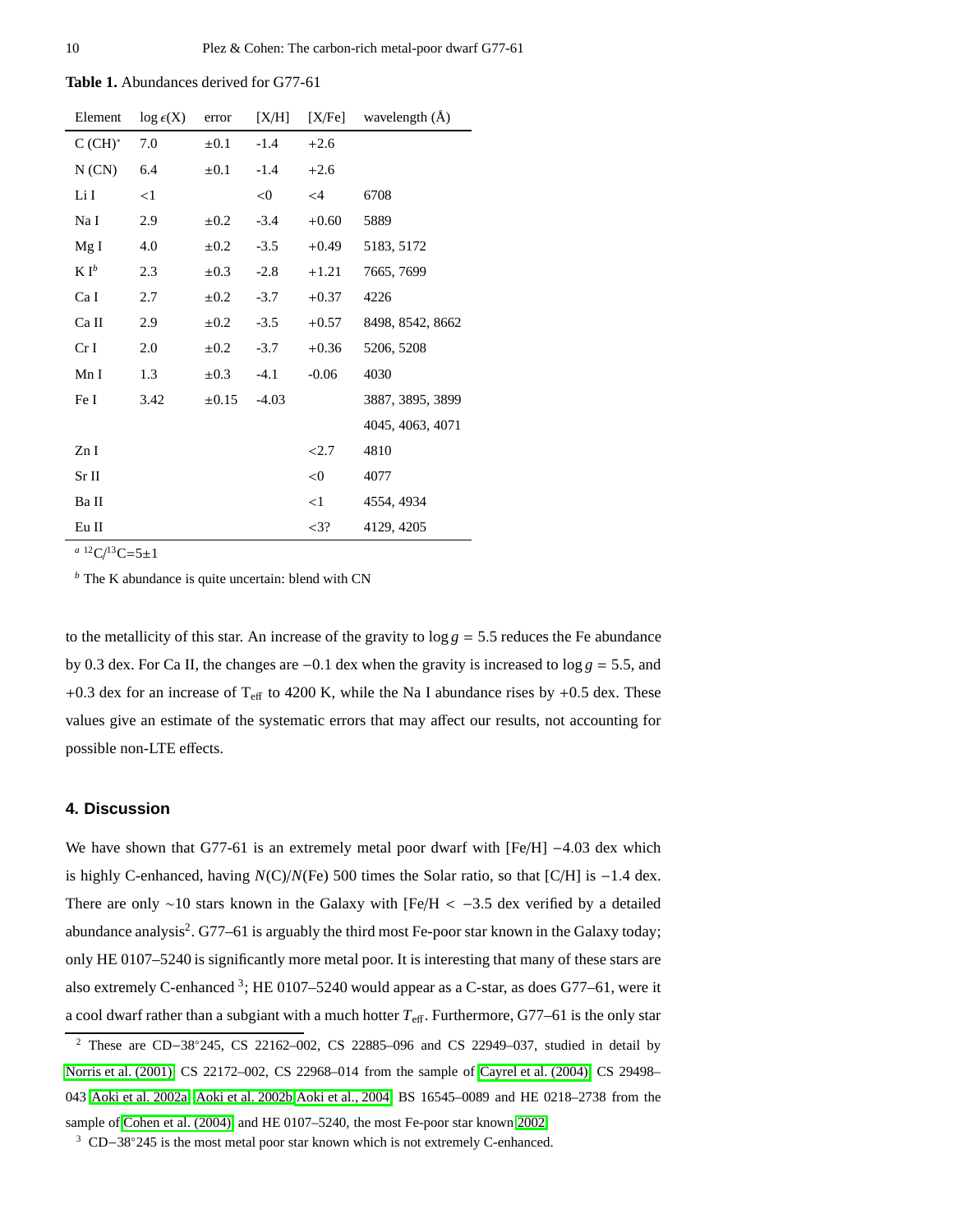**Table 1.** Abundances derived for G77-61

| Element | $\log \epsilon(X)$ | error | [X/H] | [X/Fe] | wavelength (Å) |
|---|---|---|---|---|---|
| C (CH)[a] | 7.0 | ±0.1 | -1.4 | +2.6 | |
| N (CN) | 6.4 | ±0.1 | -1.4 | +2.6 | |
| Li I | <1 | | <0 | <4 | 6708 |
| Na I | 2.9 | ±0.2 | -3.4 | +0.60 | 5889 |
| Mg I | 4.0 | ±0.2 | -3.5 | +0.49 | 5183, 5172 |
| K I[b] | 2.3 | ±0.3 | -2.8 | +1.21 | 7665, 7699 |
| Ca I | 2.7 | ±0.2 | -3.7 | +0.37 | 4226 |
| Ca II | 2.9 | ±0.2 | -3.5 | +0.57 | 8498, 8542, 8662 |
| Cr I | 2.0 | ±0.2 | -3.7 | +0.36 | 5206, 5208 |
| Mn I | 1.3 | ±0.3 | -4.1 | -0.06 | 4030 |
| Fe I | 3.42 | ±0.15 | -4.03 | | 3887, 3895, 3899 |
| | | | | | 4045, 4063, 4071 |
| Zn I | | | | <2.7 | 4810 |
| Sr II | | | | <0 | 4077 |
| Ba II | | | | <1 | 4554, 4934 |
| Eu II | | | | <3? | 4129, 4205 |

[a] $^{12}C/^{13}C=5\pm1$

[b] The K abundance is quite uncertain: blend with CN

to the metallicity of this star. An increase of the gravity to $\log g = 5.5$ reduces the Fe abundance by 0.3 dex. For Ca II, the changes are $-0.1$ dex when the gravity is increased to $\log g = 5.5$, and $+0.3$ dex for an increase of $T_{\rm eff}$ to 4200 K, while the Na I abundance rises by $+0.5$ dex. These values give an estimate of the systematic errors that may affect our results, not accounting for possible non-LTE effects.

## 4. Discussion

We have shown that G77-61 is an extremely metal poor dwarf with [Fe/H] $-4.03$ dex which is highly C-enhanced, having $N(C)/N(Fe)$ 500 times the Solar ratio, so that [C/H] is $-1.4$ dex. There are only ~10 stars known in the Galaxy with [Fe/H $< -3.5$ dex verified by a detailed abundance analysis[2]. G77–61 is arguably the third most Fe-poor star known in the Galaxy today; only HE 0107–5240 is significantly more metal poor. It is interesting that many of these stars are also extremely C-enhanced [3]; HE 0107–5240 would appear as a C-star, as does G77–61, were it a cool dwarf rather than a subgiant with a much hotter $T_{\rm eff}$. Furthermore, G77–61 is the only star

[2] These are CD−38°245, CS 22162–002, CS 22885–096 and CS 22949–037, studied in detail by Norris et al. (2001); CS 22172–002, CS 22968–014 from the sample of Cayrel et al. (2004); CS 29498–043 Aoki et al. 2002a; Aoki et al. 2002b;Aoki et al., 2004; BS 16545–0089 and HE 0218–2738 from the sample of Cohen et al. (2004); and HE 0107–5240, the most Fe-poor star known 2002.

[3] CD−38°245 is the most metal poor star known which is not extremely C-enhanced.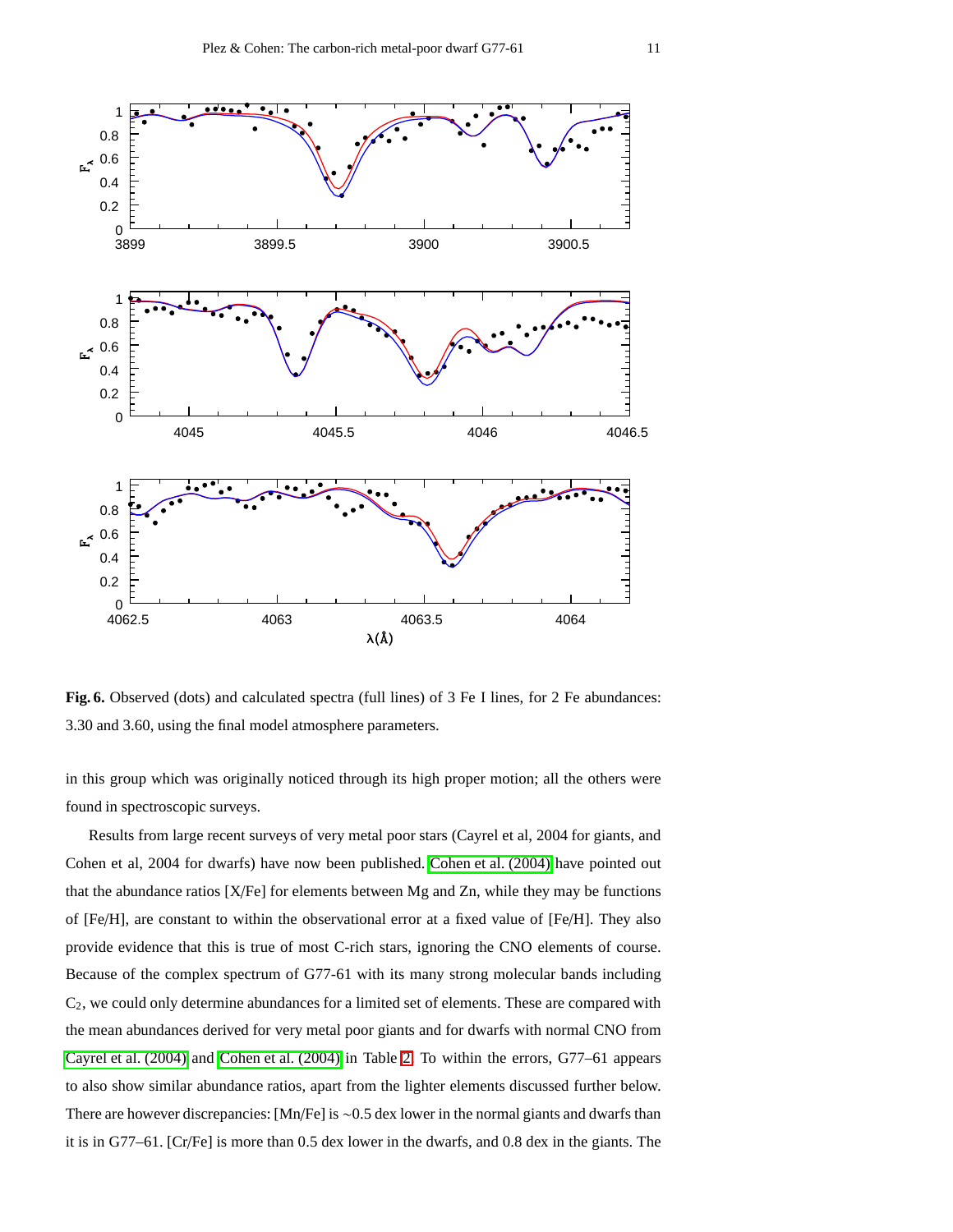**Fig. 6.** Observed (dots) and calculated spectra (full lines) of 3 Fe I lines, for 2 Fe abundances: 3.30 and 3.60, using the final model atmosphere parameters.

in this group which was originally noticed through its high proper motion; all the others were found in spectroscopic surveys.

Results from large recent surveys of very metal poor stars (Cayrel et al, 2004 for giants, and Cohen et al, 2004 for dwarfs) have now been published. Cohen et al. (2004) have pointed out that the abundance ratios [X/Fe] for elements between Mg and Zn, while they may be functions of [Fe/H], are constant to within the observational error at a fixed value of [Fe/H]. They also provide evidence that this is true of most C-rich stars, ignoring the CNO elements of course. Because of the complex spectrum of G77-61 with its many strong molecular bands including $C_2$, we could only determine abundances for a limited set of elements. These are compared with the mean abundances derived for very metal poor giants and for dwarfs with normal CNO from Cayrel et al. (2004) and Cohen et al. (2004) in Table 2. To within the errors, G77–61 appears to also show similar abundance ratios, apart from the lighter elements discussed further below. There are however discrepancies: [Mn/Fe] is ~0.5 dex lower in the normal giants and dwarfs than it is in G77–61. [Cr/Fe] is more than 0.5 dex lower in the dwarfs, and 0.8 dex in the giants. The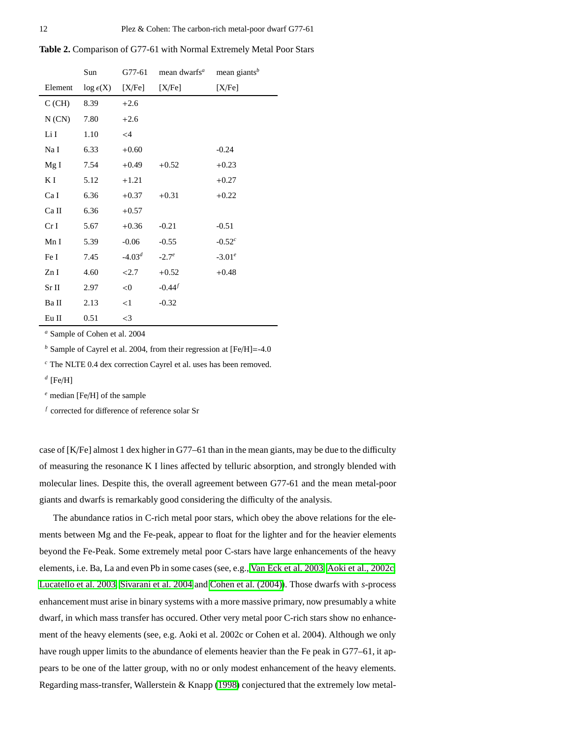**Table 2.** Comparison of G77-61 with Normal Extremely Metal Poor Stars

| Element | Sun $\log \epsilon(X)$ | G77-61 [X/Fe] | mean dwarfs[a] [X/Fe] | mean giants[b] [X/Fe] |
|---|---|---|---|---|
| C (CH) | 8.39 | +2.6 | | |
| N (CN) | 7.80 | +2.6 | | |
| Li I | 1.10 | <4 | | |
| Na I | 6.33 | +0.60 | | -0.24 |
| Mg I | 7.54 | +0.49 | +0.52 | +0.23 |
| K I | 5.12 | +1.21 | | +0.27 |
| Ca I | 6.36 | +0.37 | +0.31 | +0.22 |
| Ca II | 6.36 | +0.57 | | |
| Cr I | 5.67 | +0.36 | -0.21 | -0.51 |
| Mn I | 5.39 | -0.06 | -0.55 | -0.52[c] |
| Fe I | 7.45 | -4.03[d] | -2.7[e] | -3.01[e] |
| Zn I | 4.60 | <2.7 | +0.52 | +0.48 |
| Sr II | 2.97 | <0 | -0.44[f] | |
| Ba II | 2.13 | <1 | -0.32 | |
| Eu II | 0.51 | <3 | | |

[a] Sample of Cohen et al. 2004

[b] Sample of Cayrel et al. 2004, from their regression at [Fe/H]=-4.0

[c] The NLTE 0.4 dex correction Cayrel et al. uses has been removed.

[d] [Fe/H]

[e] median [Fe/H] of the sample

[f] corrected for difference of reference solar Sr

case of [K/Fe] almost 1 dex higher in G77–61 than in the mean giants, may be due to the difficulty of measuring the resonance K I lines affected by telluric absorption, and strongly blended with molecular lines. Despite this, the overall agreement between G77-61 and the mean metal-poor giants and dwarfs is remarkably good considering the difficulty of the analysis.

The abundance ratios in C-rich metal poor stars, which obey the above relations for the elements between Mg and the Fe-peak, appear to float for the lighter and for the heavier elements beyond the Fe-Peak. Some extremely metal poor C-stars have large enhancements of the heavy elements, i.e. Ba, La and even Pb in some cases (see, e.g., Van Eck et al. 2003, Aoki et al., 2002c, Lucatello et al. 2003, Sivarani et al. 2004 and Cohen et al. (2004)). Those dwarfs with *s*-process enhancement must arise in binary systems with a more massive primary, now presumably a white dwarf, in which mass transfer has occured. Other very metal poor C-rich stars show no enhancement of the heavy elements (see, e.g. Aoki et al. 2002c or Cohen et al. 2004). Although we only have rough upper limits to the abundance of elements heavier than the Fe peak in G77–61, it appears to be one of the latter group, with no or only modest enhancement of the heavy elements. Regarding mass-transfer, Wallerstein & Knapp (1998) conjectured that the extremely low metal-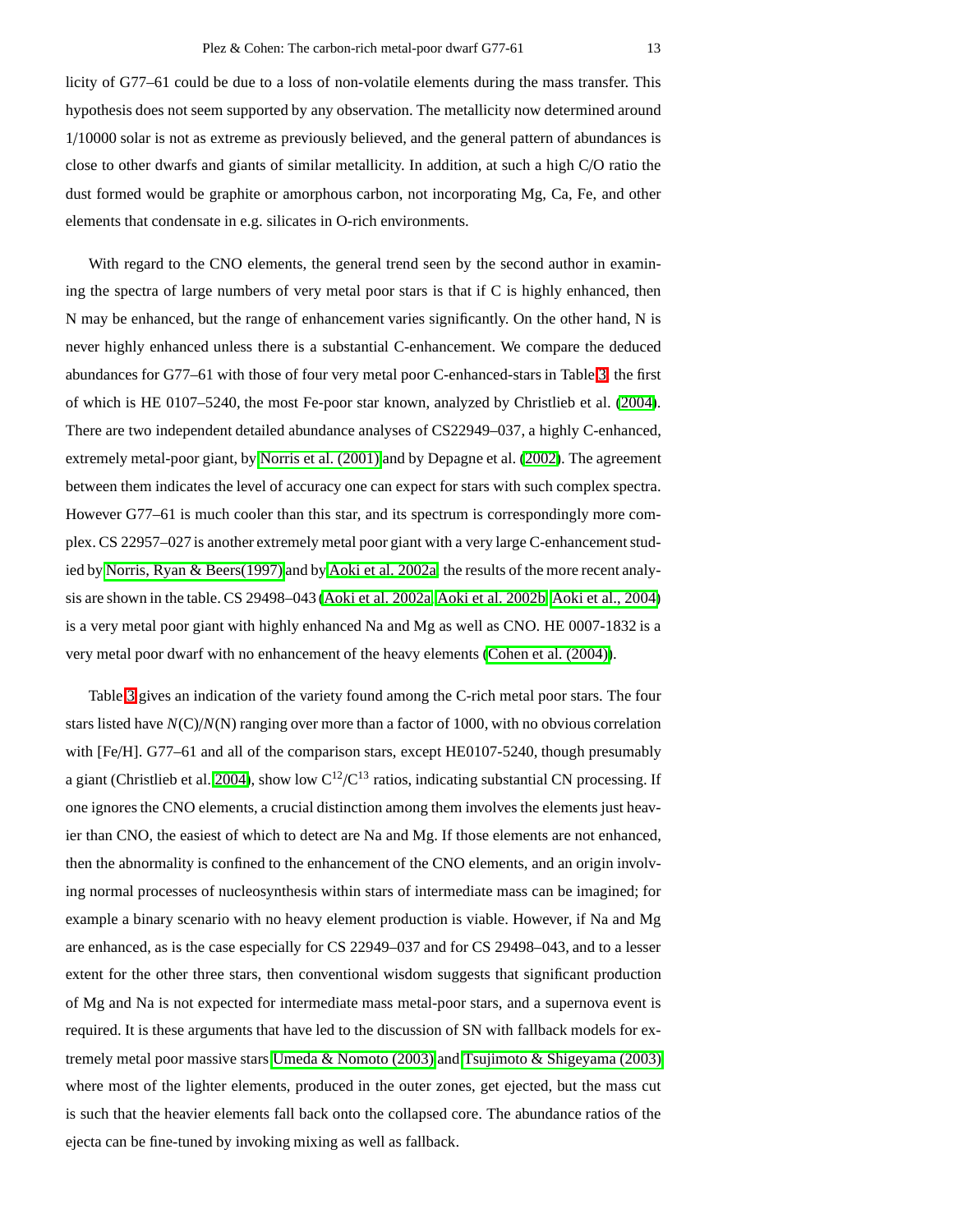licity of G77–61 could be due to a loss of non-volatile elements during the mass transfer. This hypothesis does not seem supported by any observation. The metallicity now determined around 1/10000 solar is not as extreme as previously believed, and the general pattern of abundances is close to other dwarfs and giants of similar metallicity. In addition, at such a high C/O ratio the dust formed would be graphite or amorphous carbon, not incorporating Mg, Ca, Fe, and other elements that condensate in e.g. silicates in O-rich environments.

With regard to the CNO elements, the general trend seen by the second author in examining the spectra of large numbers of very metal poor stars is that if C is highly enhanced, then N may be enhanced, but the range of enhancement varies significantly. On the other hand, N is never highly enhanced unless there is a substantial C-enhancement. We compare the deduced abundances for G77–61 with those of four very metal poor C-enhanced-stars in Table 3, the first of which is HE 0107–5240, the most Fe-poor star known, analyzed by Christlieb et al. (2004). There are two independent detailed abundance analyses of CS22949–037, a highly C-enhanced, extremely metal-poor giant, by Norris et al. (2001) and by Depagne et al. (2002). The agreement between them indicates the level of accuracy one can expect for stars with such complex spectra. However G77–61 is much cooler than this star, and its spectrum is correspondingly more complex. CS 22957–027 is another extremely metal poor giant with a very large C-enhancement studied by Norris, Ryan & Beers(1997) and by Aoki et al. 2002a, the results of the more recent analysis are shown in the table. CS 29498–043 (Aoki et al. 2002a, Aoki et al. 2002b, Aoki et al., 2004) is a very metal poor giant with highly enhanced Na and Mg as well as CNO. HE 0007-1832 is a very metal poor dwarf with no enhancement of the heavy elements (Cohen et al. (2004)).

Table 3 gives an indication of the variety found among the C-rich metal poor stars. The four stars listed have $N$(C)/$N$(N) ranging over more than a factor of 1000, with no obvious correlation with [Fe/H]. G77–61 and all of the comparison stars, except HE0107-5240, though presumably a giant (Christlieb et al. 2004), show low $C^{12}/C^{13}$ ratios, indicating substantial CN processing. If one ignores the CNO elements, a crucial distinction among them involves the elements just heavier than CNO, the easiest of which to detect are Na and Mg. If those elements are not enhanced, then the abnormality is confined to the enhancement of the CNO elements, and an origin involving normal processes of nucleosynthesis within stars of intermediate mass can be imagined; for example a binary scenario with no heavy element production is viable. However, if Na and Mg are enhanced, as is the case especially for CS 22949–037 and for CS 29498–043, and to a lesser extent for the other three stars, then conventional wisdom suggests that significant production of Mg and Na is not expected for intermediate mass metal-poor stars, and a supernova event is required. It is these arguments that have led to the discussion of SN with fallback models for extremely metal poor massive stars Umeda & Nomoto (2003) and Tsujimoto & Shigeyama (2003) where most of the lighter elements, produced in the outer zones, get ejected, but the mass cut is such that the heavier elements fall back onto the collapsed core. The abundance ratios of the ejecta can be fine-tuned by invoking mixing as well as fallback.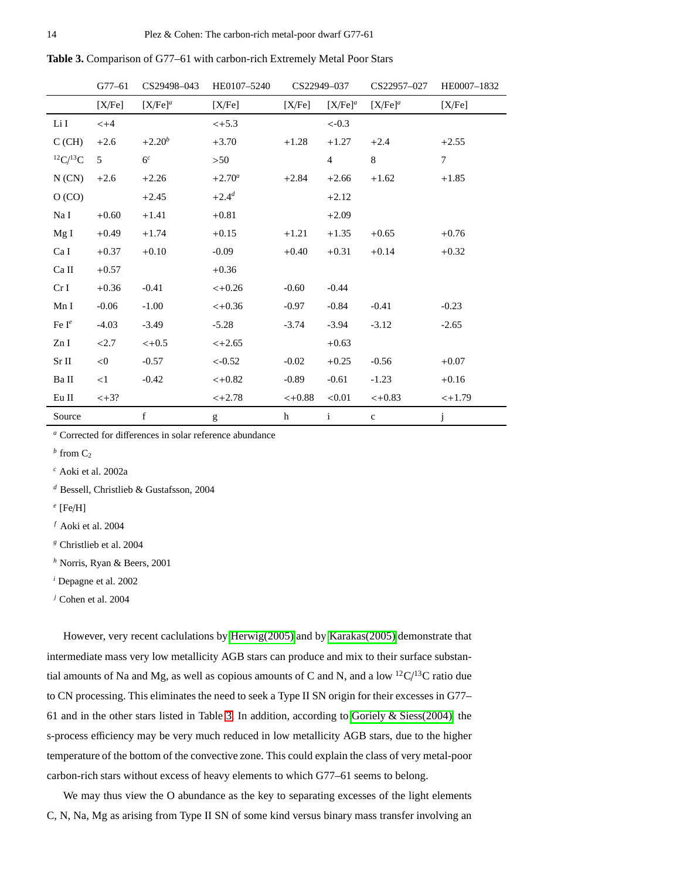**Table 3.** Comparison of G77–61 with carbon-rich Extremely Metal Poor Stars

| | G77–61 | CS29498–043 | HE0107–5240 | CS22949–037 | | CS22957–027 | HE0007–1832 |
|---|---|---|---|---|---|---|---|
| | [X/Fe] | [X/Fe][a] | [X/Fe] | [X/Fe] | [X/Fe][a] | [X/Fe][a] | [X/Fe] |
| Li I | <+4 | | <+5.3 | | <-0.3 | | |
| C (CH) | +2.6 | +2.20[b] | +3.70 | +1.28 | +1.27 | +2.4 | +2.55 |
| $^{12}C/^{13}C$ | 5 | 6[c] | >50 | | 4 | 8 | 7 |
| N (CN) | +2.6 | +2.26 | +2.70[a] | +2.84 | +2.66 | +1.62 | +1.85 |
| O (CO) | | +2.45 | +2.4[d] | | +2.12 | | |
| Na I | +0.60 | +1.41 | +0.81 | | +2.09 | | |
| Mg I | +0.49 | +1.74 | +0.15 | +1.21 | +1.35 | +0.65 | +0.76 |
| Ca I | +0.37 | +0.10 | -0.09 | +0.40 | +0.31 | +0.14 | +0.32 |
| Ca II | +0.57 | | +0.36 | | | | |
| Cr I | +0.36 | -0.41 | <+0.26 | -0.60 | -0.44 | | |
| Mn I | -0.06 | -1.00 | <+0.36 | -0.97 | -0.84 | -0.41 | -0.23 |
| Fe I[e] | -4.03 | -3.49 | -5.28 | -3.74 | -3.94 | -3.12 | -2.65 |
| Zn I | <2.7 | <+0.5 | <+2.65 | | +0.63 | | |
| Sr II | <0 | -0.57 | <-0.52 | -0.02 | +0.25 | -0.56 | +0.07 |
| Ba II | <1 | -0.42 | <+0.82 | -0.89 | -0.61 | -1.23 | +0.16 |
| Eu II | <+3? | | <+2.78 | <+0.88 | <0.01 | <+0.83 | <+1.79 |
| Source | | f | g | h | i | c | j |

[a] Corrected for differences in solar reference abundance

[b] from $C_2$

[c] Aoki et al. 2002a

[d] Bessell, Christlieb & Gustafsson, 2004

[e] [Fe/H]

[f] Aoki et al. 2004

[g] Christlieb et al. 2004

[h] Norris, Ryan & Beers, 2001

[i] Depagne et al. 2002

[j] Cohen et al. 2004

However, very recent caclulations by Herwig(2005) and by Karakas(2005) demonstrate that intermediate mass very low metallicity AGB stars can produce and mix to their surface substantial amounts of Na and Mg, as well as copious amounts of C and N, and a low $^{12}C/^{13}C$ ratio due to CN processing. This eliminates the need to seek a Type II SN origin for their excesses in G77–61 and in the other stars listed in Table 3. In addition, according to Goriely & Siess(2004), the s-process efficiency may be very much reduced in low metallicity AGB stars, due to the higher temperature of the bottom of the convective zone. This could explain the class of very metal-poor carbon-rich stars without excess of heavy elements to which G77–61 seems to belong.

We may thus view the O abundance as the key to separating excesses of the light elements C, N, Na, Mg as arising from Type II SN of some kind versus binary mass transfer involving an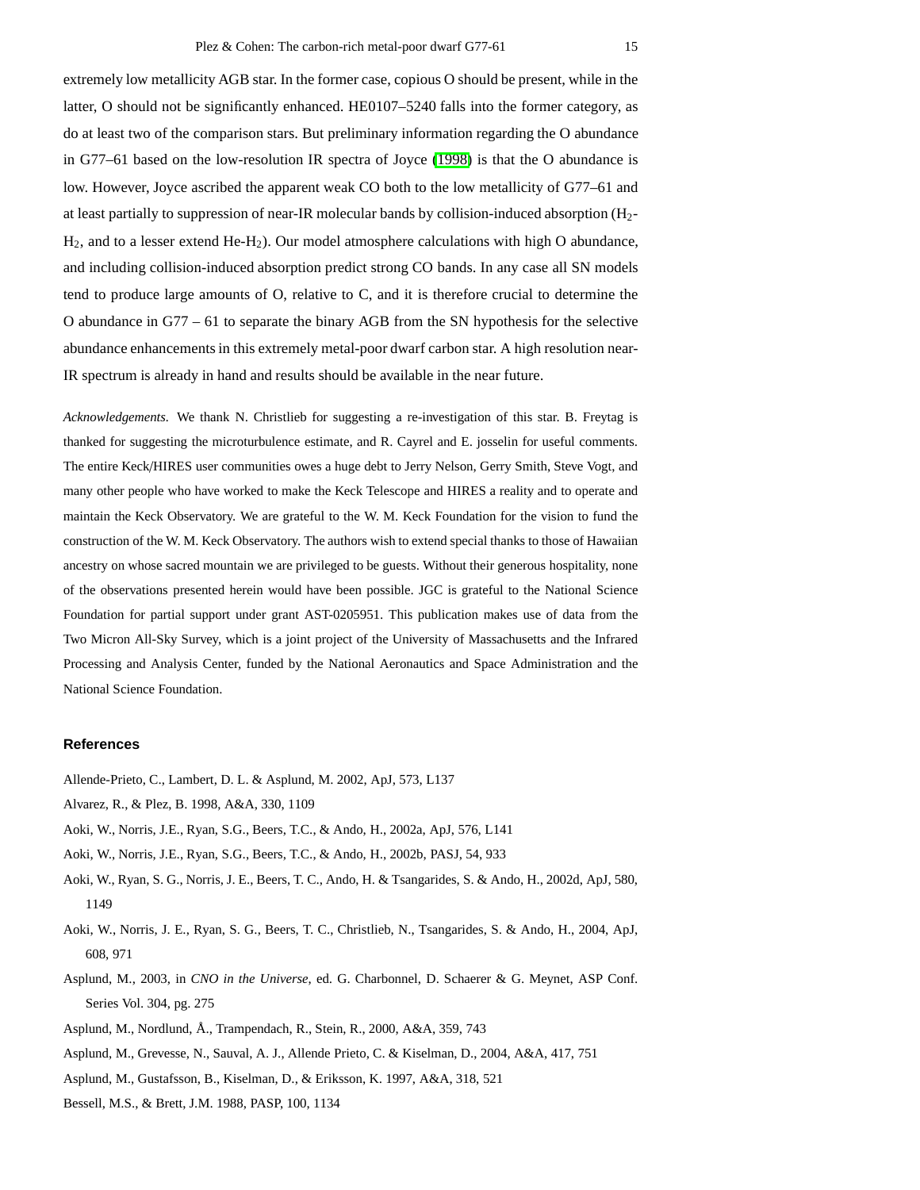extremely low metallicity AGB star. In the former case, copious O should be present, while in the latter, O should not be significantly enhanced. HE0107–5240 falls into the former category, as do at least two of the comparison stars. But preliminary information regarding the O abundance in G77–61 based on the low-resolution IR spectra of Joyce (1998) is that the O abundance is low. However, Joyce ascribed the apparent weak CO both to the low metallicity of G77–61 and at least partially to suppression of near-IR molecular bands by collision-induced absorption ($H_2$-$H_2$, and to a lesser extend He-$H_2$). Our model atmosphere calculations with high O abundance, and including collision-induced absorption predict strong CO bands. In any case all SN models tend to produce large amounts of O, relative to C, and it is therefore crucial to determine the O abundance in G77 – 61 to separate the binary AGB from the SN hypothesis for the selective abundance enhancements in this extremely metal-poor dwarf carbon star. A high resolution near-IR spectrum is already in hand and results should be available in the near future.

*Acknowledgements.* We thank N. Christlieb for suggesting a re-investigation of this star. B. Freytag is thanked for suggesting the microturbulence estimate, and R. Cayrel and E. josselin for useful comments. The entire Keck/HIRES user communities owes a huge debt to Jerry Nelson, Gerry Smith, Steve Vogt, and many other people who have worked to make the Keck Telescope and HIRES a reality and to operate and maintain the Keck Observatory. We are grateful to the W. M. Keck Foundation for the vision to fund the construction of the W. M. Keck Observatory. The authors wish to extend special thanks to those of Hawaiian ancestry on whose sacred mountain we are privileged to be guests. Without their generous hospitality, none of the observations presented herein would have been possible. JGC is grateful to the National Science Foundation for partial support under grant AST-0205951. This publication makes use of data from the Two Micron All-Sky Survey, which is a joint project of the University of Massachusetts and the Infrared Processing and Analysis Center, funded by the National Aeronautics and Space Administration and the National Science Foundation.

## References

Allende-Prieto, C., Lambert, D. L. & Asplund, M. 2002, ApJ, 573, L137

Alvarez, R., & Plez, B. 1998, A&A, 330, 1109

Aoki, W., Norris, J.E., Ryan, S.G., Beers, T.C., & Ando, H., 2002a, ApJ, 576, L141

Aoki, W., Norris, J.E., Ryan, S.G., Beers, T.C., & Ando, H., 2002b, PASJ, 54, 933

Aoki, W., Ryan, S. G., Norris, J. E., Beers, T. C., Ando, H. & Tsangarides, S. & Ando, H., 2002d, ApJ, 580, 1149

Aoki, W., Norris, J. E., Ryan, S. G., Beers, T. C., Christlieb, N., Tsangarides, S. & Ando, H., 2004, ApJ, 608, 971

Asplund, M., 2003, in *CNO in the Universe*, ed. G. Charbonnel, D. Schaerer & G. Meynet, ASP Conf. Series Vol. 304, pg. 275

Asplund, M., Nordlund, Å., Trampendach, R., Stein, R., 2000, A&A, 359, 743

Asplund, M., Grevesse, N., Sauval, A. J., Allende Prieto, C. & Kiselman, D., 2004, A&A, 417, 751

Asplund, M., Gustafsson, B., Kiselman, D., & Eriksson, K. 1997, A&A, 318, 521

Bessell, M.S., & Brett, J.M. 1988, PASP, 100, 1134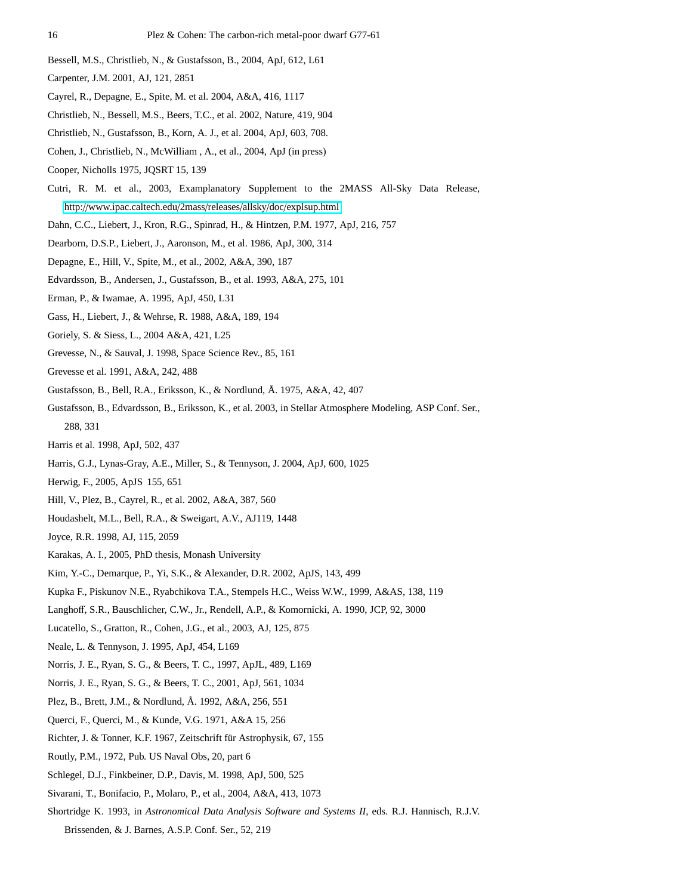Bessell, M.S., Christlieb, N., & Gustafsson, B., 2004, ApJ, 612, L61

Carpenter, J.M. 2001, AJ, 121, 2851

Cayrel, R., Depagne, E., Spite, M. et al. 2004, A&A, 416, 1117

Christlieb, N., Bessell, M.S., Beers, T.C., et al. 2002, Nature, 419, 904

Christlieb, N., Gustafsson, B., Korn, A. J., et al. 2004, ApJ, 603, 708.

Cohen, J., Christlieb, N., McWilliam , A., et al., 2004, ApJ (in press)

Cooper, Nicholls 1975, JQSRT 15, 139

Cutri, R. M. et al., 2003, Examplanatory Supplement to the 2MASS All-Sky Data Release, http://www.ipac.caltech.edu/2mass/releases/allsky/doc/explsup.html

Dahn, C.C., Liebert, J., Kron, R.G., Spinrad, H., & Hintzen, P.M. 1977, ApJ, 216, 757

Dearborn, D.S.P., Liebert, J., Aaronson, M., et al. 1986, ApJ, 300, 314

Depagne, E., Hill, V., Spite, M., et al., 2002, A&A, 390, 187

Edvardsson, B., Andersen, J., Gustafsson, B., et al. 1993, A&A, 275, 101

Erman, P., & Iwamae, A. 1995, ApJ, 450, L31

Gass, H., Liebert, J., & Wehrse, R. 1988, A&A, 189, 194

Goriely, S. & Siess, L., 2004 A&A, 421, L25

Grevesse, N., & Sauval, J. 1998, Space Science Rev., 85, 161

Grevesse et al. 1991, A&A, 242, 488

Gustafsson, B., Bell, R.A., Eriksson, K., & Nordlund, Å. 1975, A&A, 42, 407

Gustafsson, B., Edvardsson, B., Eriksson, K., et al. 2003, in Stellar Atmosphere Modeling, ASP Conf. Ser., 288, 331

Harris et al. 1998, ApJ, 502, 437

Harris, G.J., Lynas-Gray, A.E., Miller, S., & Tennyson, J. 2004, ApJ, 600, 1025

Herwig, F., 2005, ApJS 155, 651

Hill, V., Plez, B., Cayrel, R., et al. 2002, A&A, 387, 560

Houdashelt, M.L., Bell, R.A., & Sweigart, A.V., AJ119, 1448

Joyce, R.R. 1998, AJ, 115, 2059

Karakas, A. I., 2005, PhD thesis, Monash University

Kim, Y.-C., Demarque, P., Yi, S.K., & Alexander, D.R. 2002, ApJS, 143, 499

Kupka F., Piskunov N.E., Ryabchikova T.A., Stempels H.C., Weiss W.W., 1999, A&AS, 138, 119

Langhoff, S.R., Bauschlicher, C.W., Jr., Rendell, A.P., & Komornicki, A. 1990, JCP, 92, 3000

Lucatello, S., Gratton, R., Cohen, J.G., et al., 2003, AJ, 125, 875

Neale, L. & Tennyson, J. 1995, ApJ, 454, L169

Norris, J. E., Ryan, S. G., & Beers, T. C., 1997, ApJL, 489, L169

Norris, J. E., Ryan, S. G., & Beers, T. C., 2001, ApJ, 561, 1034

Plez, B., Brett, J.M., & Nordlund, Å. 1992, A&A, 256, 551

Querci, F., Querci, M., & Kunde, V.G. 1971, A&A 15, 256

Richter, J. & Tonner, K.F. 1967, Zeitschrift für Astrophysik, 67, 155

Routly, P.M., 1972, Pub. US Naval Obs, 20, part 6

Schlegel, D.J., Finkbeiner, D.P., Davis, M. 1998, ApJ, 500, 525

Sivarani, T., Bonifacio, P., Molaro, P., et al., 2004, A&A, 413, 1073

Shortridge K. 1993, in *Astronomical Data Analysis Software and Systems II*, eds. R.J. Hannisch, R.J.V. Brissenden, & J. Barnes, A.S.P. Conf. Ser., 52, 219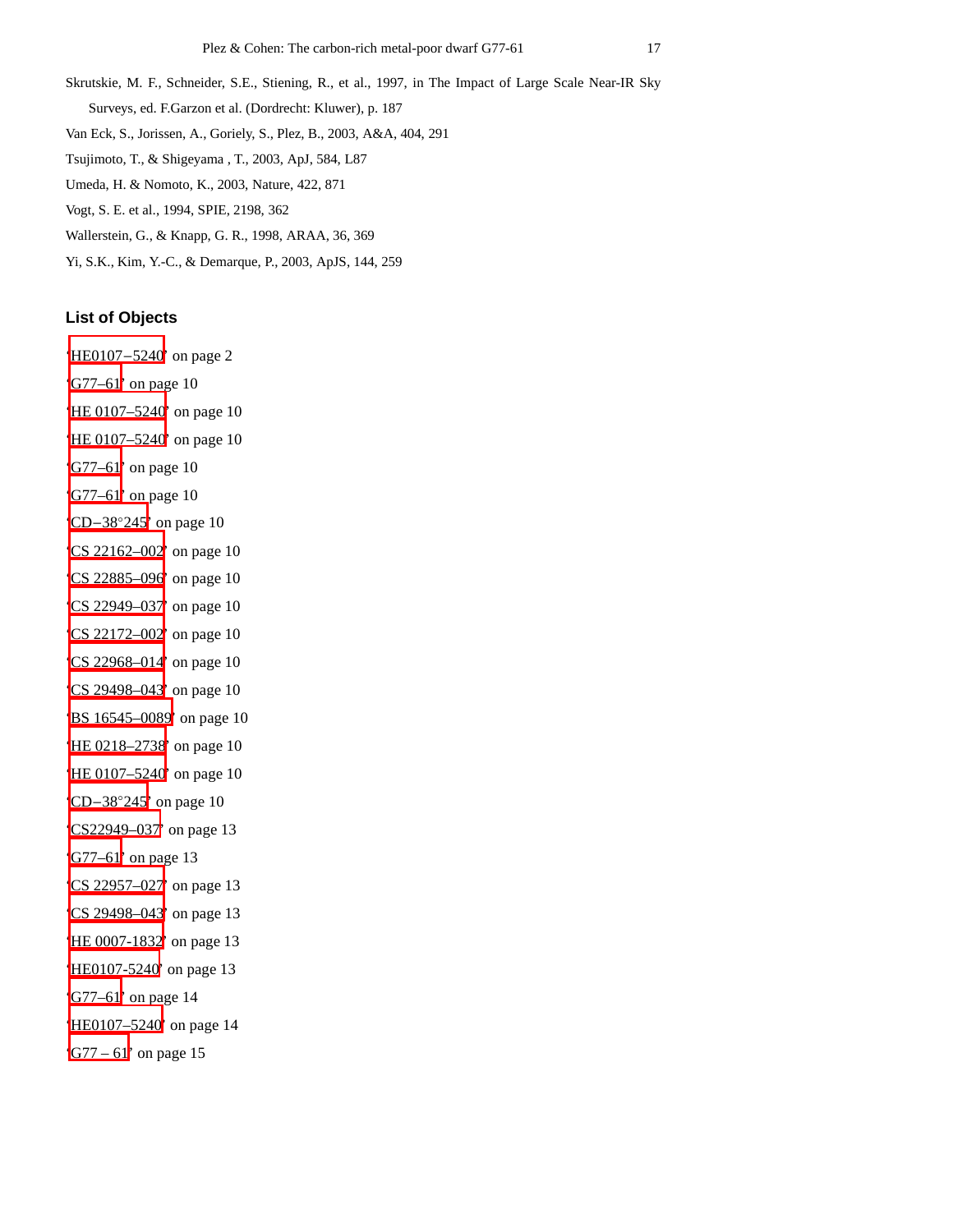Skrutskie, M. F., Schneider, S.E., Stiening, R., et al., 1997, in The Impact of Large Scale Near-IR Sky Surveys, ed. F.Garzon et al. (Dordrecht: Kluwer), p. 187

Van Eck, S., Jorissen, A., Goriely, S., Plez, B., 2003, A&A, 404, 291

Tsujimoto, T., & Shigeyama , T., 2003, ApJ, 584, L87

Umeda, H. & Nomoto, K., 2003, Nature, 422, 871

Vogt, S. E. et al., 1994, SPIE, 2198, 362

Wallerstein, G., & Knapp, G. R., 1998, ARAA, 36, 369

Yi, S.K., Kim, Y.-C., & Demarque, P., 2003, ApJS, 144, 259

## List of Objects

'HE0107−5240' on page 2
'G77−61' on page 10
'HE 0107−5240' on page 10
'HE 0107−5240' on page 10
'G77−61' on page 10
'G77−61' on page 10
'CD−38°245' on page 10
'CS 22162−002' on page 10
'CS 22885−096' on page 10
'CS 22949−037' on page 10
'CS 22172−002' on page 10
'CS 22968−014' on page 10
'CS 29498−043' on page 10
'BS 16545−0089' on page 10
'HE 0218−2738' on page 10
'HE 0107−5240' on page 10
'CD−38°245' on page 10
'CS22949−037' on page 13
'G77−61' on page 13
'CS 22957−027' on page 13
'CS 29498−043' on page 13
'HE 0007-1832' on page 13
'HE0107-5240' on page 13
'G77−61' on page 14
'HE0107−5240' on page 14
'G77 − 61' on page 15